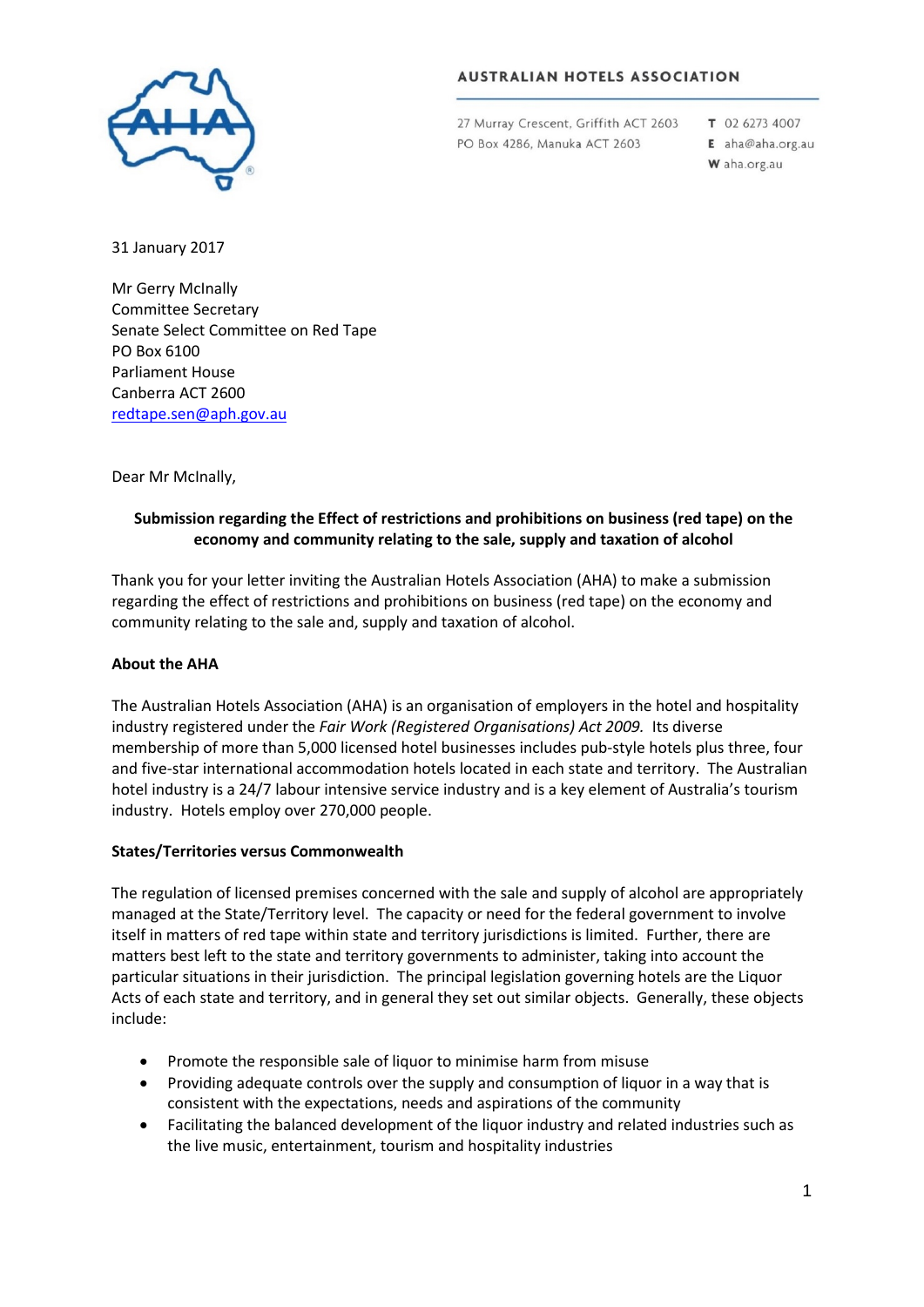**AUSTRALIAN HOTELS ASSOCIATION**

27 Murray Crescent, Griffith ACT 2603
PO Box 4286, Manuka ACT 2603

**T** 02 6273 4007
**E** aha@aha.org.au
**W** aha.org.au

31 January 2017

Mr Gerry McInally
Committee Secretary
Senate Select Committee on Red Tape
PO Box 6100
Parliament House
Canberra ACT 2600
redtape.sen@aph.gov.au

Dear Mr McInally,

**Submission regarding the Effect of restrictions and prohibitions on business (red tape) on the economy and community relating to the sale, supply and taxation of alcohol**

Thank you for your letter inviting the Australian Hotels Association (AHA) to make a submission regarding the effect of restrictions and prohibitions on business (red tape) on the economy and community relating to the sale and, supply and taxation of alcohol.

**About the AHA**

The Australian Hotels Association (AHA) is an organisation of employers in the hotel and hospitality industry registered under the *Fair Work (Registered Organisations) Act 2009.* Its diverse membership of more than 5,000 licensed hotel businesses includes pub-style hotels plus three, four and five-star international accommodation hotels located in each state and territory. The Australian hotel industry is a 24/7 labour intensive service industry and is a key element of Australia's tourism industry. Hotels employ over 270,000 people.

**States/Territories versus Commonwealth**

The regulation of licensed premises concerned with the sale and supply of alcohol are appropriately managed at the State/Territory level. The capacity or need for the federal government to involve itself in matters of red tape within state and territory jurisdictions is limited. Further, there are matters best left to the state and territory governments to administer, taking into account the particular situations in their jurisdiction. The principal legislation governing hotels are the Liquor Acts of each state and territory, and in general they set out similar objects. Generally, these objects include:

- Promote the responsible sale of liquor to minimise harm from misuse
- Providing adequate controls over the supply and consumption of liquor in a way that is consistent with the expectations, needs and aspirations of the community
- Facilitating the balanced development of the liquor industry and related industries such as the live music, entertainment, tourism and hospitality industries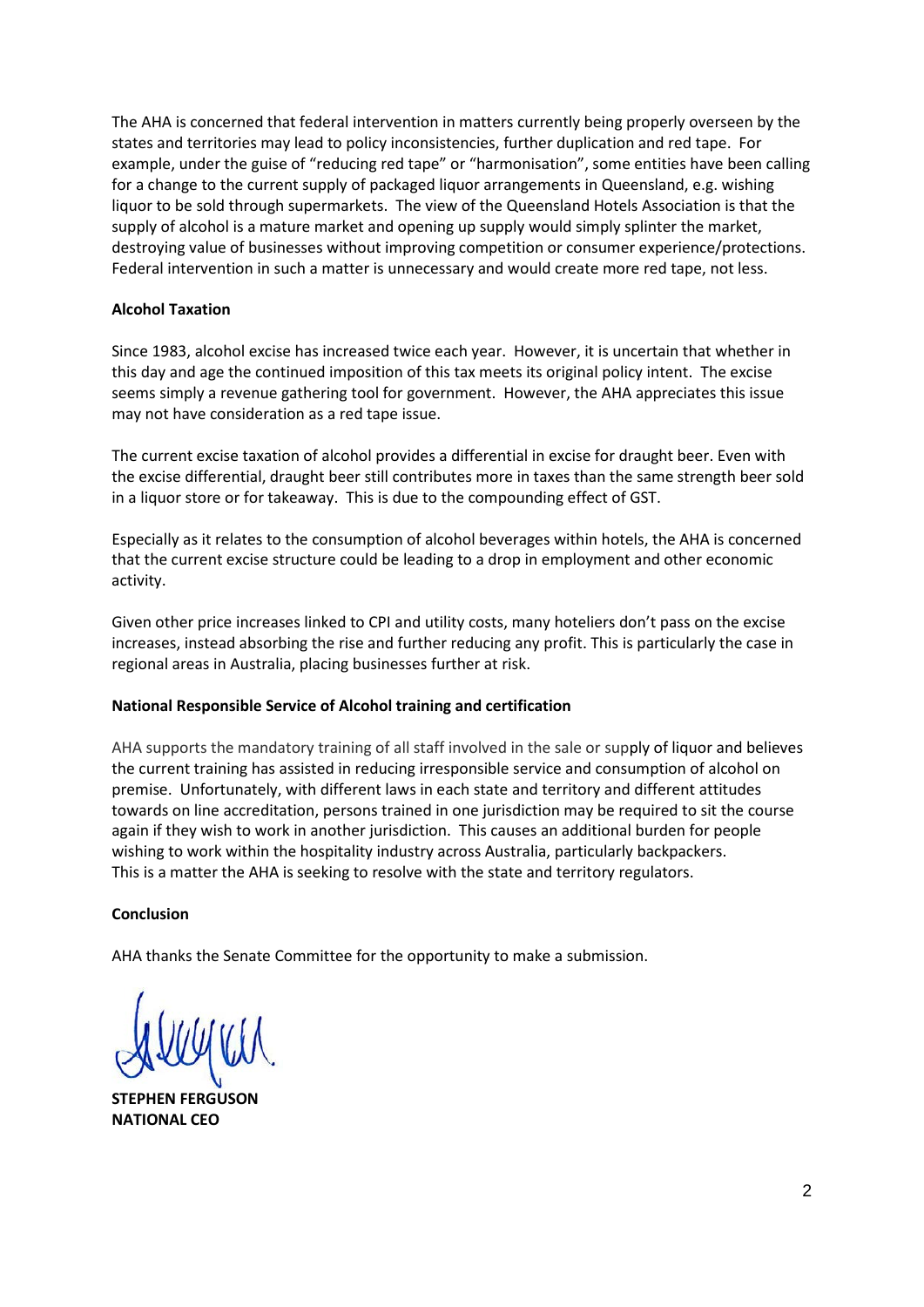The AHA is concerned that federal intervention in matters currently being properly overseen by the states and territories may lead to policy inconsistencies, further duplication and red tape. For example, under the guise of "reducing red tape" or "harmonisation", some entities have been calling for a change to the current supply of packaged liquor arrangements in Queensland, e.g. wishing liquor to be sold through supermarkets. The view of the Queensland Hotels Association is that the supply of alcohol is a mature market and opening up supply would simply splinter the market, destroying value of businesses without improving competition or consumer experience/protections. Federal intervention in such a matter is unnecessary and would create more red tape, not less.

**Alcohol Taxation**

Since 1983, alcohol excise has increased twice each year. However, it is uncertain that whether in this day and age the continued imposition of this tax meets its original policy intent. The excise seems simply a revenue gathering tool for government. However, the AHA appreciates this issue may not have consideration as a red tape issue.

The current excise taxation of alcohol provides a differential in excise for draught beer. Even with the excise differential, draught beer still contributes more in taxes than the same strength beer sold in a liquor store or for takeaway. This is due to the compounding effect of GST.

Especially as it relates to the consumption of alcohol beverages within hotels, the AHA is concerned that the current excise structure could be leading to a drop in employment and other economic activity.

Given other price increases linked to CPI and utility costs, many hoteliers don't pass on the excise increases, instead absorbing the rise and further reducing any profit. This is particularly the case in regional areas in Australia, placing businesses further at risk.

**National Responsible Service of Alcohol training and certification**

AHA supports the mandatory training of all staff involved in the sale or supply of liquor and believes the current training has assisted in reducing irresponsible service and consumption of alcohol on premise. Unfortunately, with different laws in each state and territory and different attitudes towards on line accreditation, persons trained in one jurisdiction may be required to sit the course again if they wish to work in another jurisdiction. This causes an additional burden for people wishing to work within the hospitality industry across Australia, particularly backpackers. This is a matter the AHA is seeking to resolve with the state and territory regulators.

**Conclusion**

AHA thanks the Senate Committee for the opportunity to make a submission.

**STEPHEN FERGUSON**
**NATIONAL CEO**